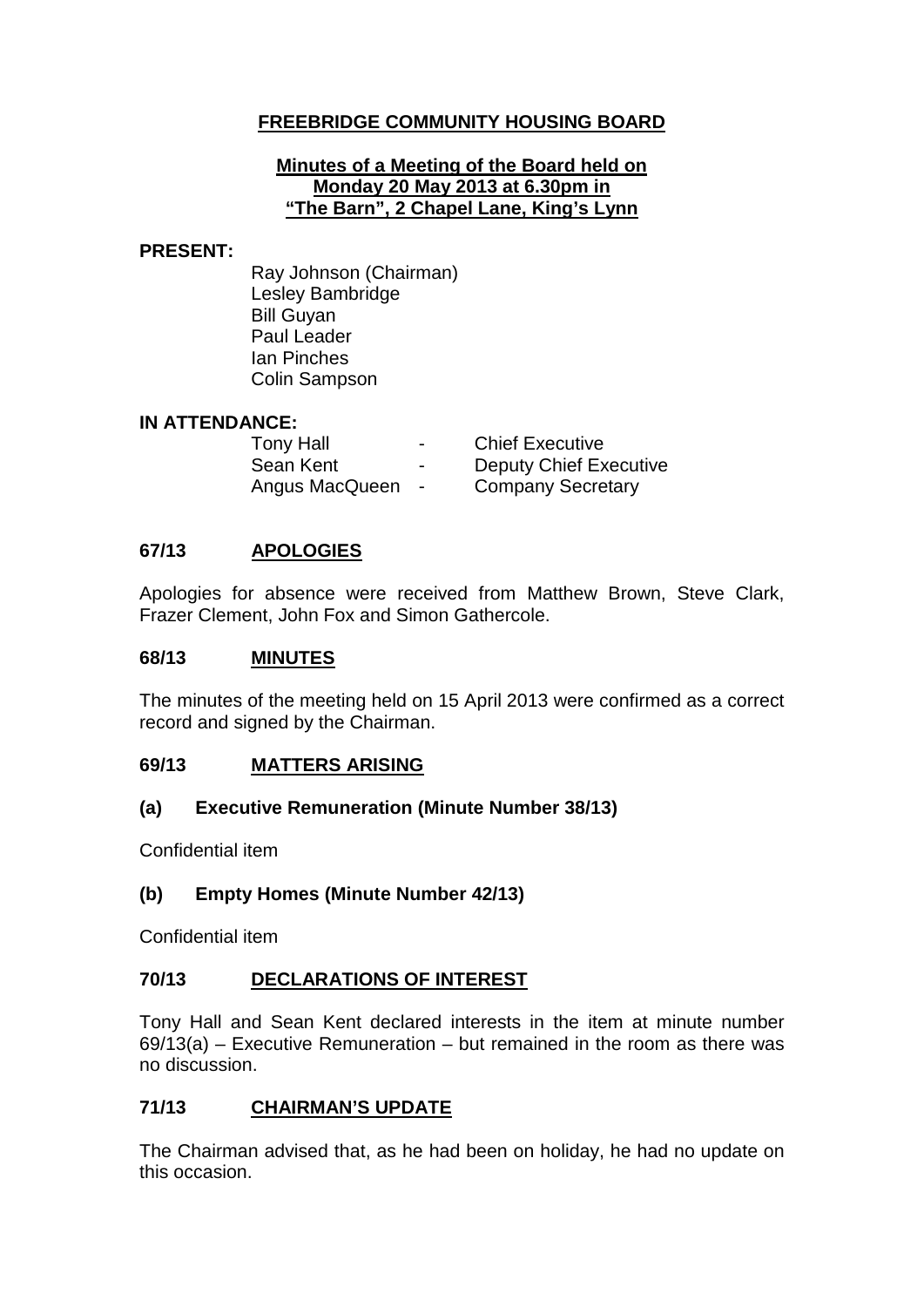# FREEBRIDGE COMMUNITY HOUSING BOARD

**Minutes of a Meeting of the Board held on Monday 20 May 2013 at 6.30pm in "The Barn", 2 Chapel Lane, King's Lynn**

**PRESENT:**

Ray Johnson (Chairman)
Lesley Bambridge
Bill Guyan
Paul Leader
Ian Pinches
Colin Sampson

**IN ATTENDANCE:**

| | | |
|---|---|---|
| Tony Hall | - | Chief Executive |
| Sean Kent | - | Deputy Chief Executive |
| Angus MacQueen | - | Company Secretary |

## 67/13 APOLOGIES

Apologies for absence were received from Matthew Brown, Steve Clark, Frazer Clement, John Fox and Simon Gathercole.

## 68/13 MINUTES

The minutes of the meeting held on 15 April 2013 were confirmed as a correct record and signed by the Chairman.

## 69/13 MATTERS ARISING

### (a) Executive Remuneration (Minute Number 38/13)

Confidential item

### (b) Empty Homes (Minute Number 42/13)

Confidential item

## 70/13 DECLARATIONS OF INTEREST

Tony Hall and Sean Kent declared interests in the item at minute number 69/13(a) – Executive Remuneration – but remained in the room as there was no discussion.

## 71/13 CHAIRMAN'S UPDATE

The Chairman advised that, as he had been on holiday, he had no update on this occasion.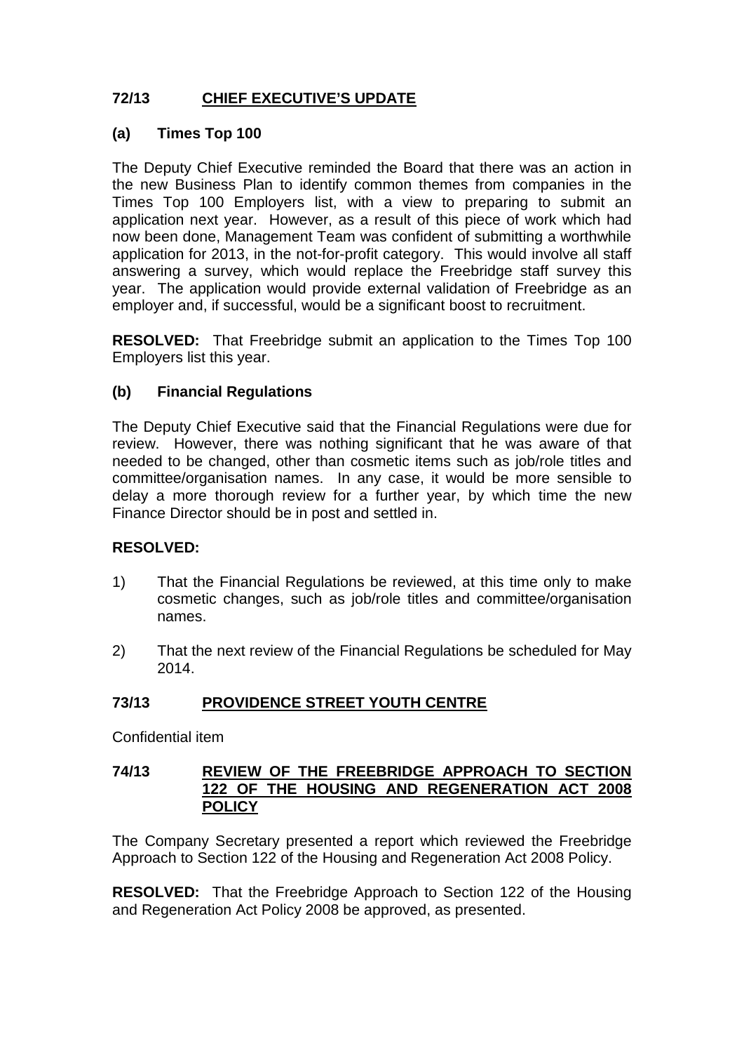## 72/13 CHIEF EXECUTIVE'S UPDATE

### (a) Times Top 100

The Deputy Chief Executive reminded the Board that there was an action in the new Business Plan to identify common themes from companies in the Times Top 100 Employers list, with a view to preparing to submit an application next year. However, as a result of this piece of work which had now been done, Management Team was confident of submitting a worthwhile application for 2013, in the not-for-profit category. This would involve all staff answering a survey, which would replace the Freebridge staff survey this year. The application would provide external validation of Freebridge as an employer and, if successful, would be a significant boost to recruitment.

**RESOLVED:** That Freebridge submit an application to the Times Top 100 Employers list this year.

### (b) Financial Regulations

The Deputy Chief Executive said that the Financial Regulations were due for review. However, there was nothing significant that he was aware of that needed to be changed, other than cosmetic items such as job/role titles and committee/organisation names. In any case, it would be more sensible to delay a more thorough review for a further year, by which time the new Finance Director should be in post and settled in.

**RESOLVED:**

1) That the Financial Regulations be reviewed, at this time only to make cosmetic changes, such as job/role titles and committee/organisation names.

2) That the next review of the Financial Regulations be scheduled for May 2014.

## 73/13 PROVIDENCE STREET YOUTH CENTRE

Confidential item

## 74/13 REVIEW OF THE FREEBRIDGE APPROACH TO SECTION 122 OF THE HOUSING AND REGENERATION ACT 2008 POLICY

The Company Secretary presented a report which reviewed the Freebridge Approach to Section 122 of the Housing and Regeneration Act 2008 Policy.

**RESOLVED:** That the Freebridge Approach to Section 122 of the Housing and Regeneration Act Policy 2008 be approved, as presented.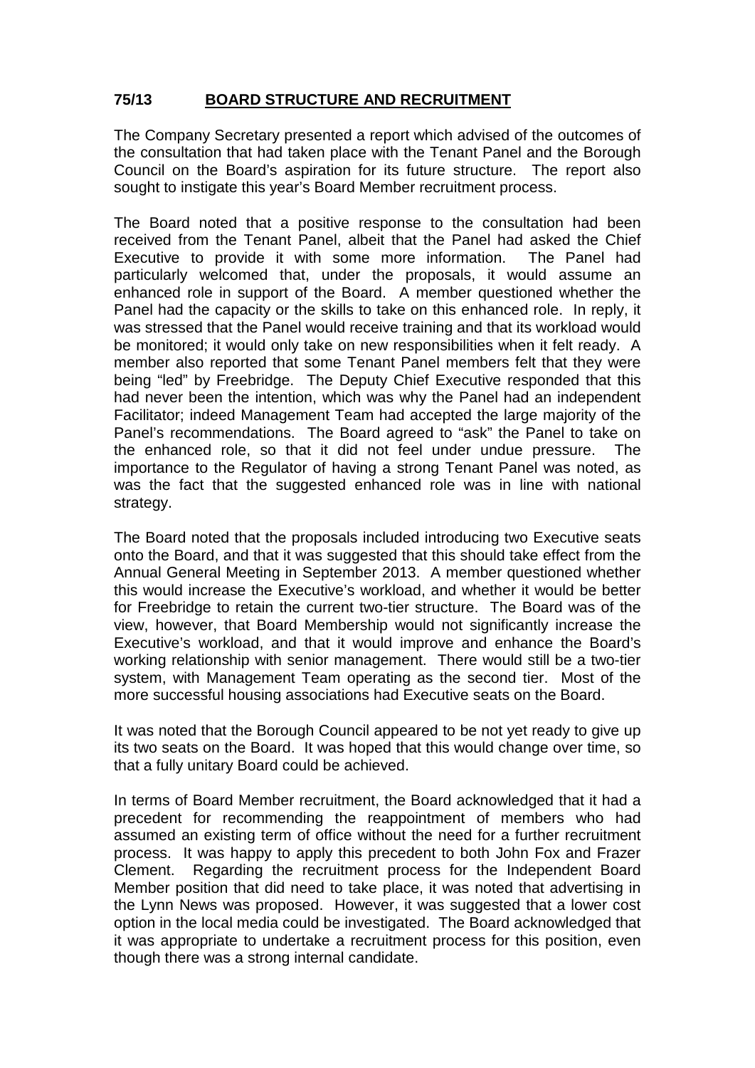## 75/13 BOARD STRUCTURE AND RECRUITMENT

The Company Secretary presented a report which advised of the outcomes of the consultation that had taken place with the Tenant Panel and the Borough Council on the Board's aspiration for its future structure. The report also sought to instigate this year's Board Member recruitment process.

The Board noted that a positive response to the consultation had been received from the Tenant Panel, albeit that the Panel had asked the Chief Executive to provide it with some more information. The Panel had particularly welcomed that, under the proposals, it would assume an enhanced role in support of the Board. A member questioned whether the Panel had the capacity or the skills to take on this enhanced role. In reply, it was stressed that the Panel would receive training and that its workload would be monitored; it would only take on new responsibilities when it felt ready. A member also reported that some Tenant Panel members felt that they were being "led" by Freebridge. The Deputy Chief Executive responded that this had never been the intention, which was why the Panel had an independent Facilitator; indeed Management Team had accepted the large majority of the Panel's recommendations. The Board agreed to "ask" the Panel to take on the enhanced role, so that it did not feel under undue pressure. The importance to the Regulator of having a strong Tenant Panel was noted, as was the fact that the suggested enhanced role was in line with national strategy.

The Board noted that the proposals included introducing two Executive seats onto the Board, and that it was suggested that this should take effect from the Annual General Meeting in September 2013. A member questioned whether this would increase the Executive's workload, and whether it would be better for Freebridge to retain the current two-tier structure. The Board was of the view, however, that Board Membership would not significantly increase the Executive's workload, and that it would improve and enhance the Board's working relationship with senior management. There would still be a two-tier system, with Management Team operating as the second tier. Most of the more successful housing associations had Executive seats on the Board.

It was noted that the Borough Council appeared to be not yet ready to give up its two seats on the Board. It was hoped that this would change over time, so that a fully unitary Board could be achieved.

In terms of Board Member recruitment, the Board acknowledged that it had a precedent for recommending the reappointment of members who had assumed an existing term of office without the need for a further recruitment process. It was happy to apply this precedent to both John Fox and Frazer Clement. Regarding the recruitment process for the Independent Board Member position that did need to take place, it was noted that advertising in the Lynn News was proposed. However, it was suggested that a lower cost option in the local media could be investigated. The Board acknowledged that it was appropriate to undertake a recruitment process for this position, even though there was a strong internal candidate.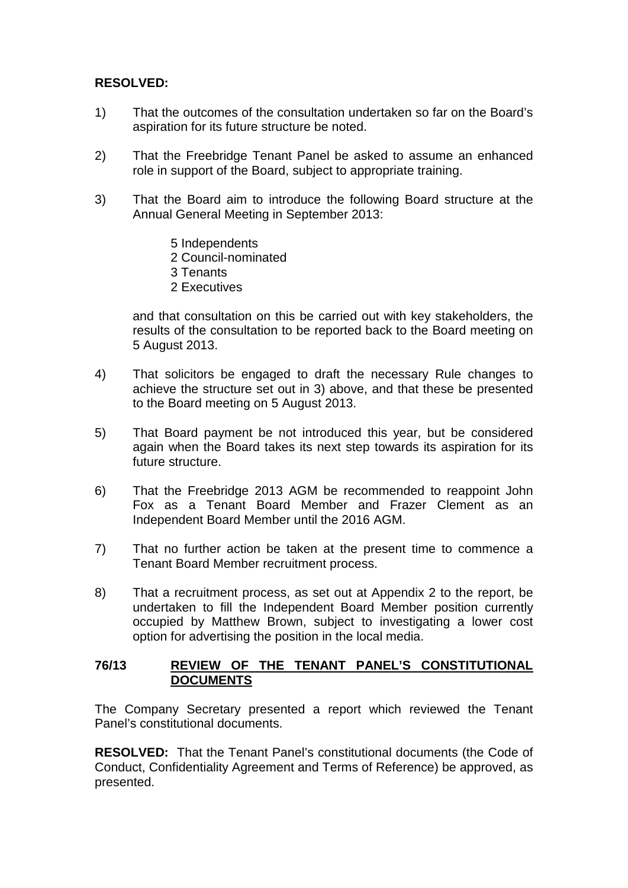**RESOLVED:**

1) That the outcomes of the consultation undertaken so far on the Board's aspiration for its future structure be noted.

2) That the Freebridge Tenant Panel be asked to assume an enhanced role in support of the Board, subject to appropriate training.

3) That the Board aim to introduce the following Board structure at the Annual General Meeting in September 2013:

   5 Independents
   2 Council-nominated
   3 Tenants
   2 Executives

   and that consultation on this be carried out with key stakeholders, the results of the consultation to be reported back to the Board meeting on 5 August 2013.

4) That solicitors be engaged to draft the necessary Rule changes to achieve the structure set out in 3) above, and that these be presented to the Board meeting on 5 August 2013.

5) That Board payment be not introduced this year, but be considered again when the Board takes its next step towards its aspiration for its future structure.

6) That the Freebridge 2013 AGM be recommended to reappoint John Fox as a Tenant Board Member and Frazer Clement as an Independent Board Member until the 2016 AGM.

7) That no further action be taken at the present time to commence a Tenant Board Member recruitment process.

8) That a recruitment process, as set out at Appendix 2 to the report, be undertaken to fill the Independent Board Member position currently occupied by Matthew Brown, subject to investigating a lower cost option for advertising the position in the local media.

## 76/13 REVIEW OF THE TENANT PANEL'S CONSTITUTIONAL DOCUMENTS

The Company Secretary presented a report which reviewed the Tenant Panel's constitutional documents.

**RESOLVED:** That the Tenant Panel's constitutional documents (the Code of Conduct, Confidentiality Agreement and Terms of Reference) be approved, as presented.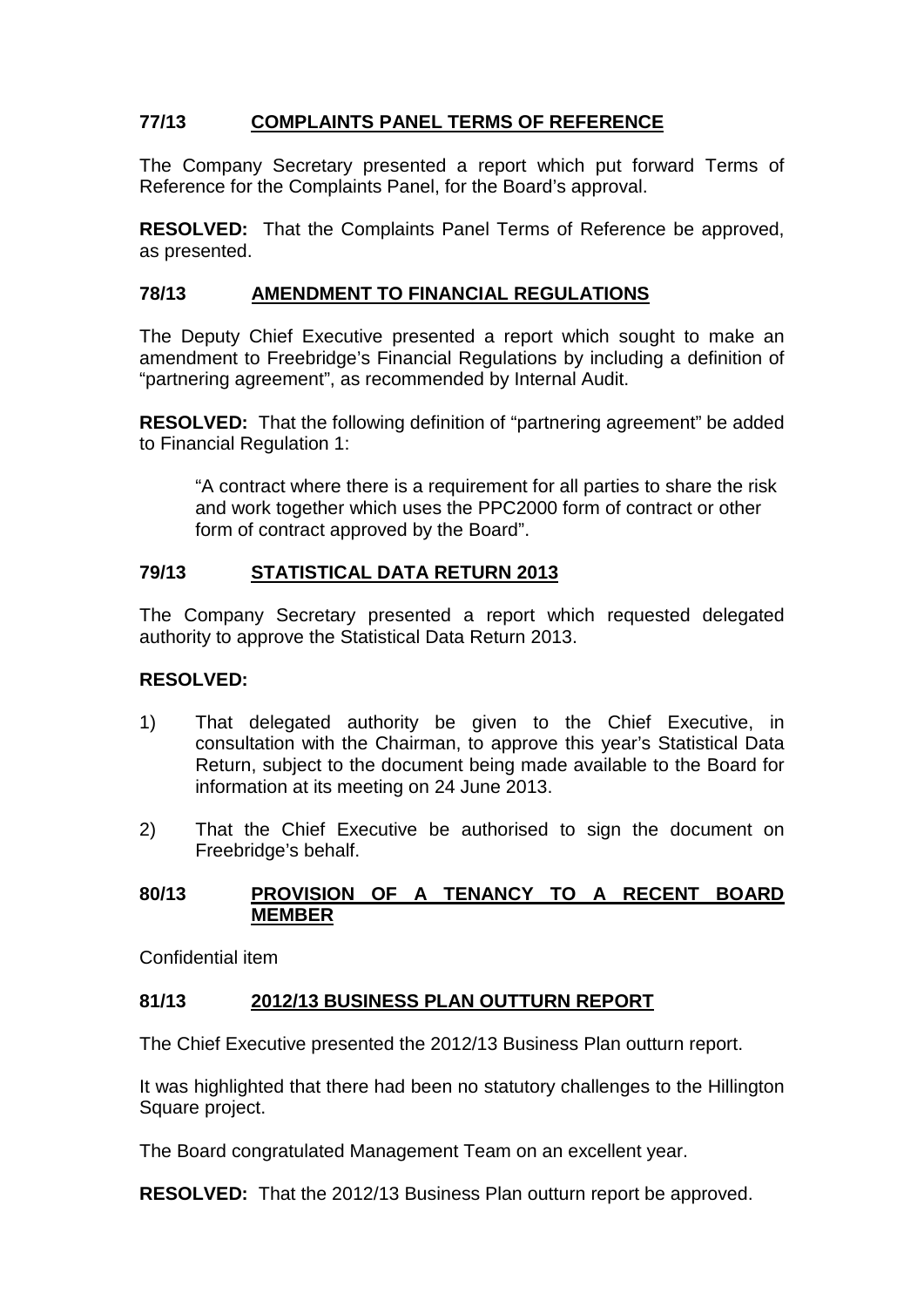## 77/13 COMPLAINTS PANEL TERMS OF REFERENCE

The Company Secretary presented a report which put forward Terms of Reference for the Complaints Panel, for the Board's approval.

**RESOLVED:** That the Complaints Panel Terms of Reference be approved, as presented.

## 78/13 AMENDMENT TO FINANCIAL REGULATIONS

The Deputy Chief Executive presented a report which sought to make an amendment to Freebridge's Financial Regulations by including a definition of "partnering agreement", as recommended by Internal Audit.

**RESOLVED:** That the following definition of "partnering agreement" be added to Financial Regulation 1:

> "A contract where there is a requirement for all parties to share the risk and work together which uses the PPC2000 form of contract or other form of contract approved by the Board".

## 79/13 STATISTICAL DATA RETURN 2013

The Company Secretary presented a report which requested delegated authority to approve the Statistical Data Return 2013.

**RESOLVED:**

1) That delegated authority be given to the Chief Executive, in consultation with the Chairman, to approve this year's Statistical Data Return, subject to the document being made available to the Board for information at its meeting on 24 June 2013.

2) That the Chief Executive be authorised to sign the document on Freebridge's behalf.

## 80/13 PROVISION OF A TENANCY TO A RECENT BOARD MEMBER

Confidential item

## 81/13 2012/13 BUSINESS PLAN OUTTURN REPORT

The Chief Executive presented the 2012/13 Business Plan outturn report.

It was highlighted that there had been no statutory challenges to the Hillington Square project.

The Board congratulated Management Team on an excellent year.

**RESOLVED:** That the 2012/13 Business Plan outturn report be approved.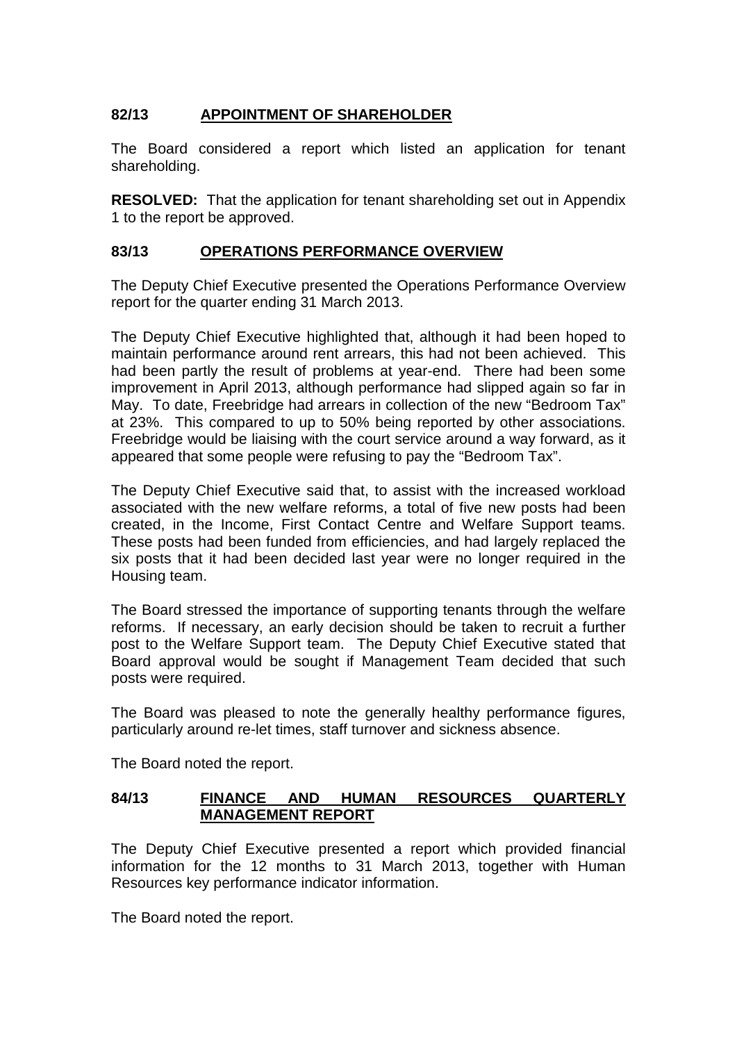## 82/13 APPOINTMENT OF SHAREHOLDER

The Board considered a report which listed an application for tenant shareholding.

**RESOLVED:** That the application for tenant shareholding set out in Appendix 1 to the report be approved.

## 83/13 OPERATIONS PERFORMANCE OVERVIEW

The Deputy Chief Executive presented the Operations Performance Overview report for the quarter ending 31 March 2013.

The Deputy Chief Executive highlighted that, although it had been hoped to maintain performance around rent arrears, this had not been achieved. This had been partly the result of problems at year-end. There had been some improvement in April 2013, although performance had slipped again so far in May. To date, Freebridge had arrears in collection of the new "Bedroom Tax" at 23%. This compared to up to 50% being reported by other associations. Freebridge would be liaising with the court service around a way forward, as it appeared that some people were refusing to pay the "Bedroom Tax".

The Deputy Chief Executive said that, to assist with the increased workload associated with the new welfare reforms, a total of five new posts had been created, in the Income, First Contact Centre and Welfare Support teams. These posts had been funded from efficiencies, and had largely replaced the six posts that it had been decided last year were no longer required in the Housing team.

The Board stressed the importance of supporting tenants through the welfare reforms. If necessary, an early decision should be taken to recruit a further post to the Welfare Support team. The Deputy Chief Executive stated that Board approval would be sought if Management Team decided that such posts were required.

The Board was pleased to note the generally healthy performance figures, particularly around re-let times, staff turnover and sickness absence.

The Board noted the report.

## 84/13 FINANCE AND HUMAN RESOURCES QUARTERLY MANAGEMENT REPORT

The Deputy Chief Executive presented a report which provided financial information for the 12 months to 31 March 2013, together with Human Resources key performance indicator information.

The Board noted the report.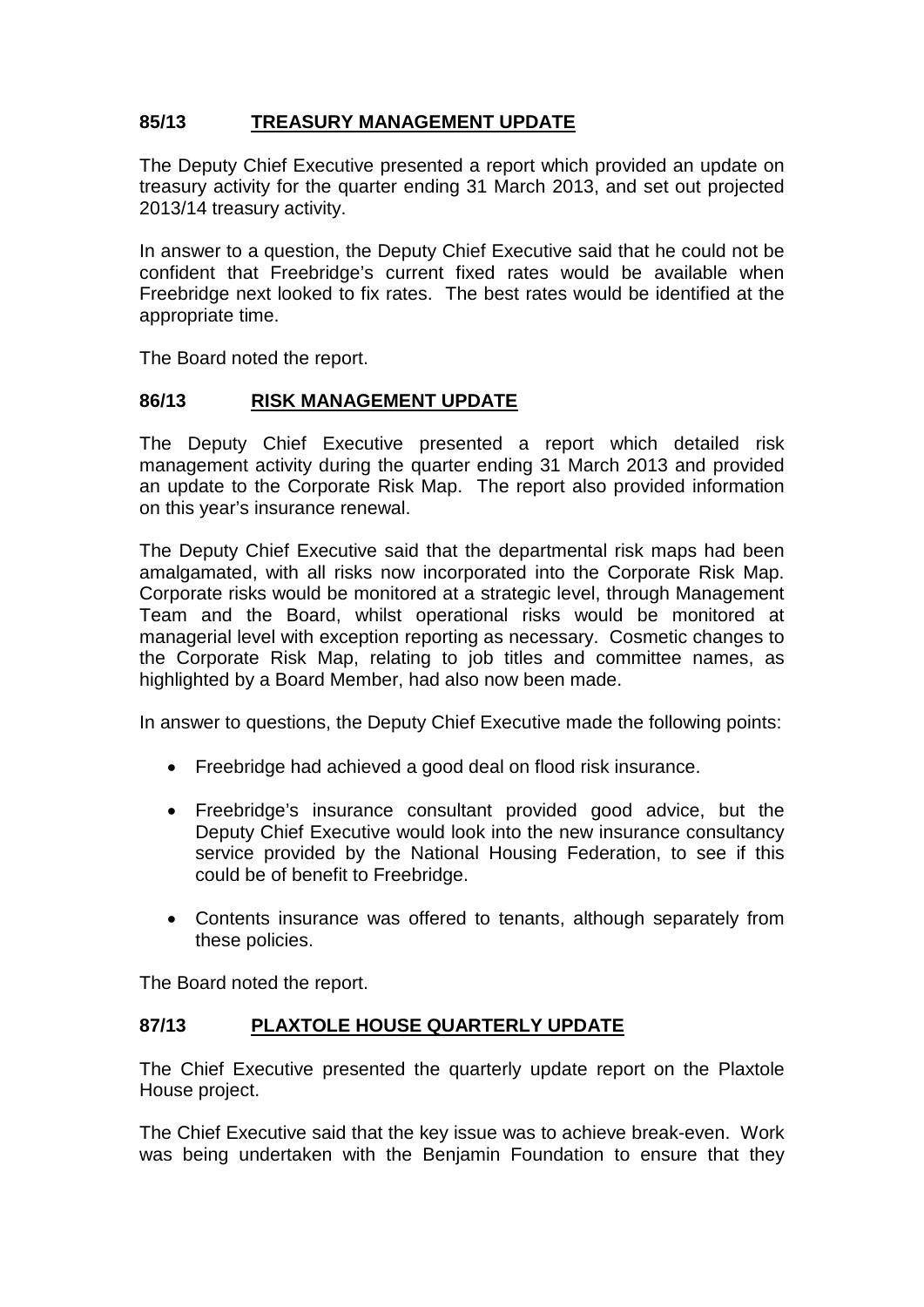## 85/13 TREASURY MANAGEMENT UPDATE

The Deputy Chief Executive presented a report which provided an update on treasury activity for the quarter ending 31 March 2013, and set out projected 2013/14 treasury activity.

In answer to a question, the Deputy Chief Executive said that he could not be confident that Freebridge's current fixed rates would be available when Freebridge next looked to fix rates. The best rates would be identified at the appropriate time.

The Board noted the report.

## 86/13 RISK MANAGEMENT UPDATE

The Deputy Chief Executive presented a report which detailed risk management activity during the quarter ending 31 March 2013 and provided an update to the Corporate Risk Map. The report also provided information on this year's insurance renewal.

The Deputy Chief Executive said that the departmental risk maps had been amalgamated, with all risks now incorporated into the Corporate Risk Map. Corporate risks would be monitored at a strategic level, through Management Team and the Board, whilst operational risks would be monitored at managerial level with exception reporting as necessary. Cosmetic changes to the Corporate Risk Map, relating to job titles and committee names, as highlighted by a Board Member, had also now been made.

In answer to questions, the Deputy Chief Executive made the following points:

- Freebridge had achieved a good deal on flood risk insurance.
- Freebridge's insurance consultant provided good advice, but the Deputy Chief Executive would look into the new insurance consultancy service provided by the National Housing Federation, to see if this could be of benefit to Freebridge.
- Contents insurance was offered to tenants, although separately from these policies.

The Board noted the report.

## 87/13 PLAXTOLE HOUSE QUARTERLY UPDATE

The Chief Executive presented the quarterly update report on the Plaxtole House project.

The Chief Executive said that the key issue was to achieve break-even. Work was being undertaken with the Benjamin Foundation to ensure that they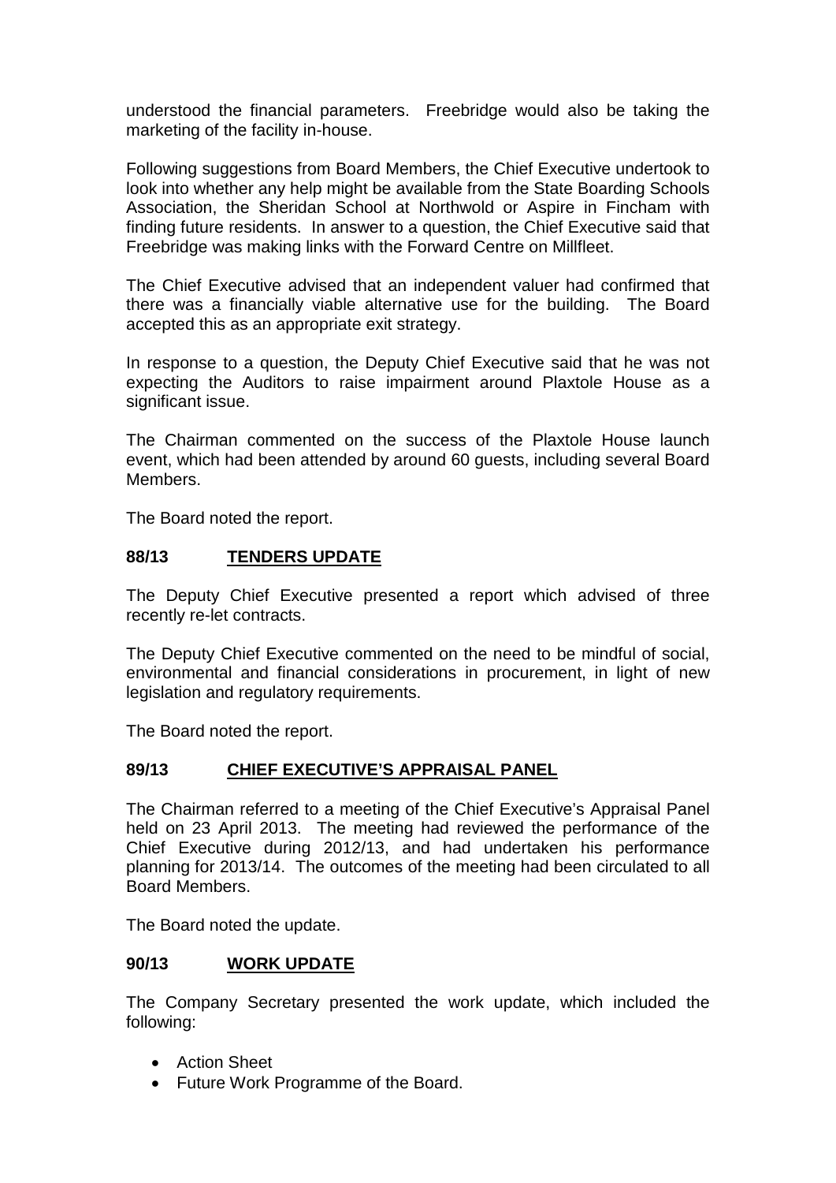understood the financial parameters. Freebridge would also be taking the marketing of the facility in-house.

Following suggestions from Board Members, the Chief Executive undertook to look into whether any help might be available from the State Boarding Schools Association, the Sheridan School at Northwold or Aspire in Fincham with finding future residents. In answer to a question, the Chief Executive said that Freebridge was making links with the Forward Centre on Millfleet.

The Chief Executive advised that an independent valuer had confirmed that there was a financially viable alternative use for the building. The Board accepted this as an appropriate exit strategy.

In response to a question, the Deputy Chief Executive said that he was not expecting the Auditors to raise impairment around Plaxtole House as a significant issue.

The Chairman commented on the success of the Plaxtole House launch event, which had been attended by around 60 guests, including several Board Members.

The Board noted the report.

## 88/13 TENDERS UPDATE

The Deputy Chief Executive presented a report which advised of three recently re-let contracts.

The Deputy Chief Executive commented on the need to be mindful of social, environmental and financial considerations in procurement, in light of new legislation and regulatory requirements.

The Board noted the report.

## 89/13 CHIEF EXECUTIVE'S APPRAISAL PANEL

The Chairman referred to a meeting of the Chief Executive's Appraisal Panel held on 23 April 2013. The meeting had reviewed the performance of the Chief Executive during 2012/13, and had undertaken his performance planning for 2013/14. The outcomes of the meeting had been circulated to all Board Members.

The Board noted the update.

## 90/13 WORK UPDATE

The Company Secretary presented the work update, which included the following:

- Action Sheet
- Future Work Programme of the Board.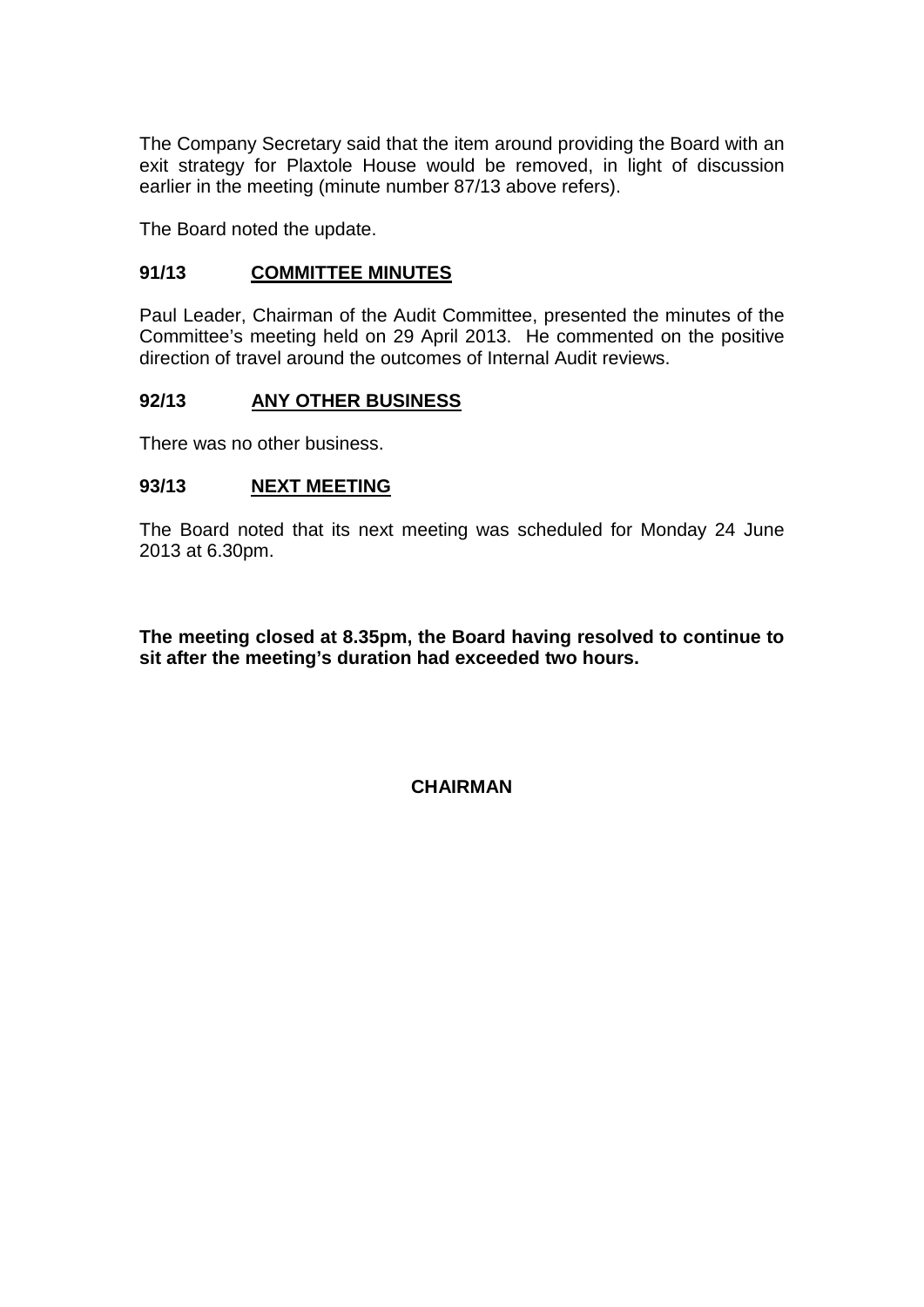The Company Secretary said that the item around providing the Board with an exit strategy for Plaxtole House would be removed, in light of discussion earlier in the meeting (minute number 87/13 above refers).

The Board noted the update.

### 91/13 COMMITTEE MINUTES

Paul Leader, Chairman of the Audit Committee, presented the minutes of the Committee's meeting held on 29 April 2013. He commented on the positive direction of travel around the outcomes of Internal Audit reviews.

### 92/13 ANY OTHER BUSINESS

There was no other business.

### 93/13 NEXT MEETING

The Board noted that its next meeting was scheduled for Monday 24 June 2013 at 6.30pm.

**The meeting closed at 8.35pm, the Board having resolved to continue to sit after the meeting's duration had exceeded two hours.**

**CHAIRMAN**